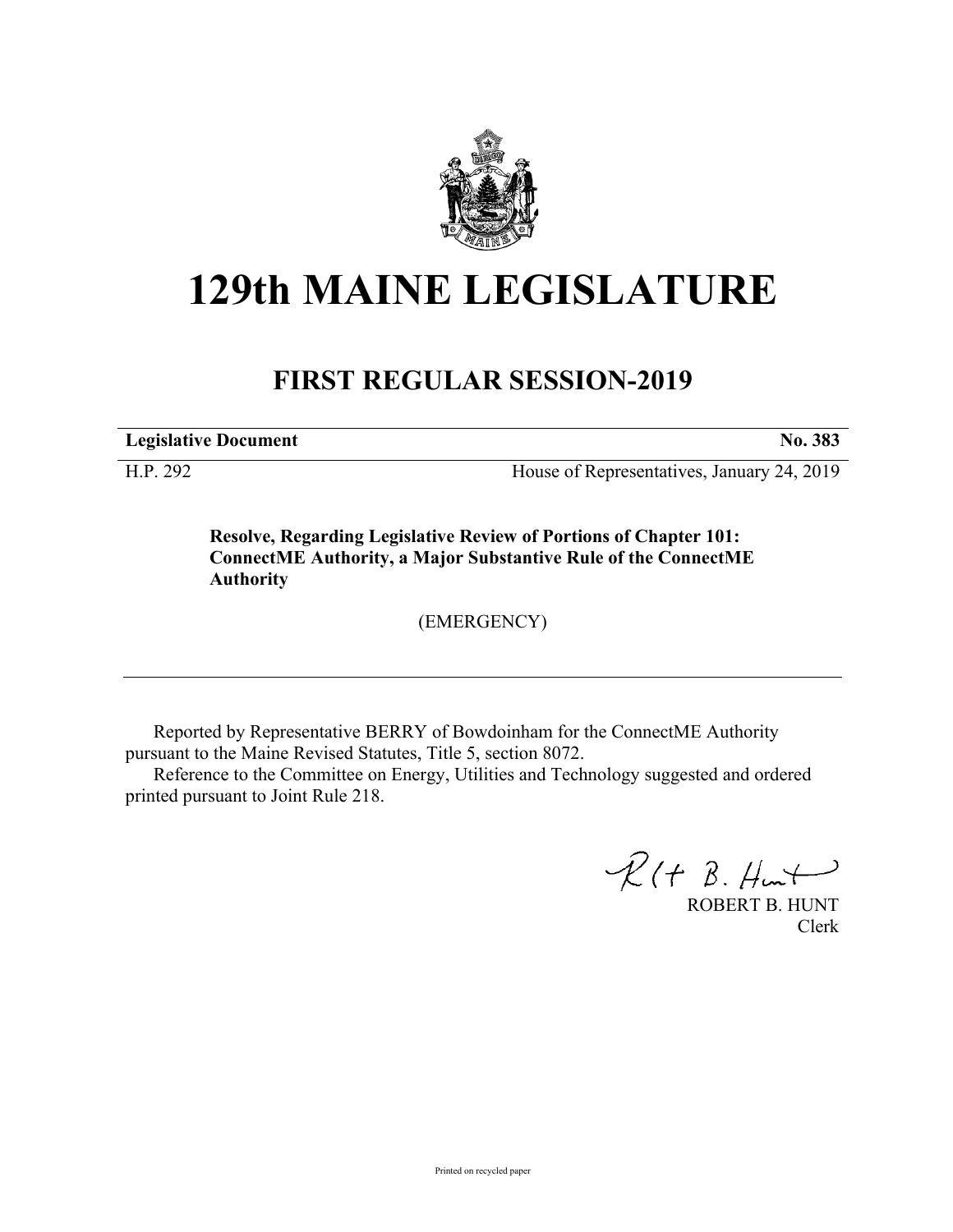# 129th MAINE LEGISLATURE

## FIRST REGULAR SESSION-2019

| **Legislative Document** | **No. 383** |
|---|---|
| H.P. 292 | House of Representatives, January 24, 2019 |

**Resolve, Regarding Legislative Review of Portions of Chapter 101: ConnectME Authority, a Major Substantive Rule of the ConnectME Authority**

(EMERGENCY)

Reported by Representative BERRY of Bowdoinham for the ConnectME Authority pursuant to the Maine Revised Statutes, Title 5, section 8072.

Reference to the Committee on Energy, Utilities and Technology suggested and ordered printed pursuant to Joint Rule 218.

ROBERT B. HUNT
Clerk

Printed on recycled paper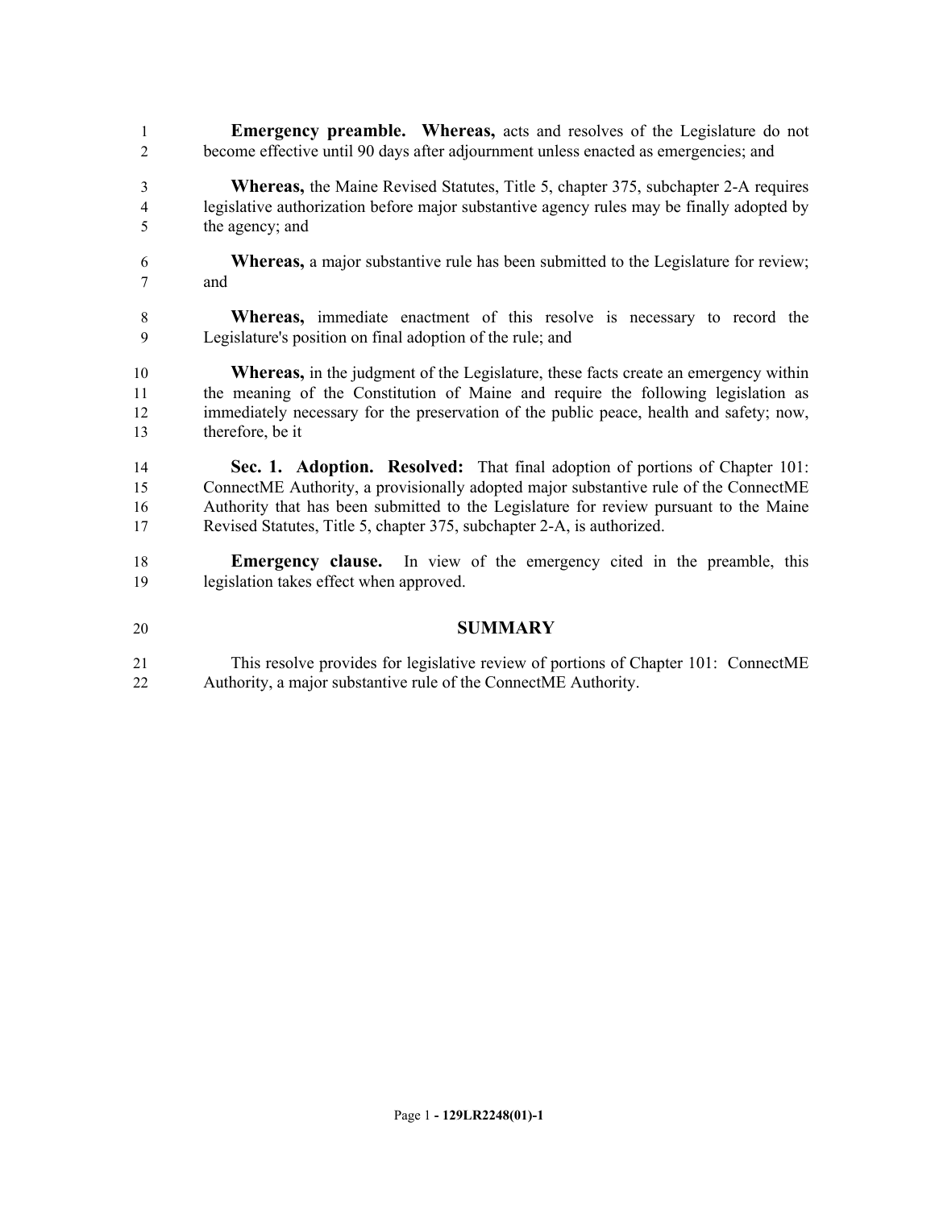**Emergency preamble. Whereas,** acts and resolves of the Legislature do not become effective until 90 days after adjournment unless enacted as emergencies; and

**Whereas,** the Maine Revised Statutes, Title 5, chapter 375, subchapter 2-A requires legislative authorization before major substantive agency rules may be finally adopted by the agency; and

**Whereas,** a major substantive rule has been submitted to the Legislature for review; and

**Whereas,** immediate enactment of this resolve is necessary to record the Legislature's position on final adoption of the rule; and

**Whereas,** in the judgment of the Legislature, these facts create an emergency within the meaning of the Constitution of Maine and require the following legislation as immediately necessary for the preservation of the public peace, health and safety; now, therefore, be it

**Sec. 1. Adoption. Resolved:** That final adoption of portions of Chapter 101: ConnectME Authority, a provisionally adopted major substantive rule of the ConnectME Authority that has been submitted to the Legislature for review pursuant to the Maine Revised Statutes, Title 5, chapter 375, subchapter 2-A, is authorized.

**Emergency clause.** In view of the emergency cited in the preamble, this legislation takes effect when approved.

## SUMMARY

This resolve provides for legislative review of portions of Chapter 101: ConnectME Authority, a major substantive rule of the ConnectME Authority.